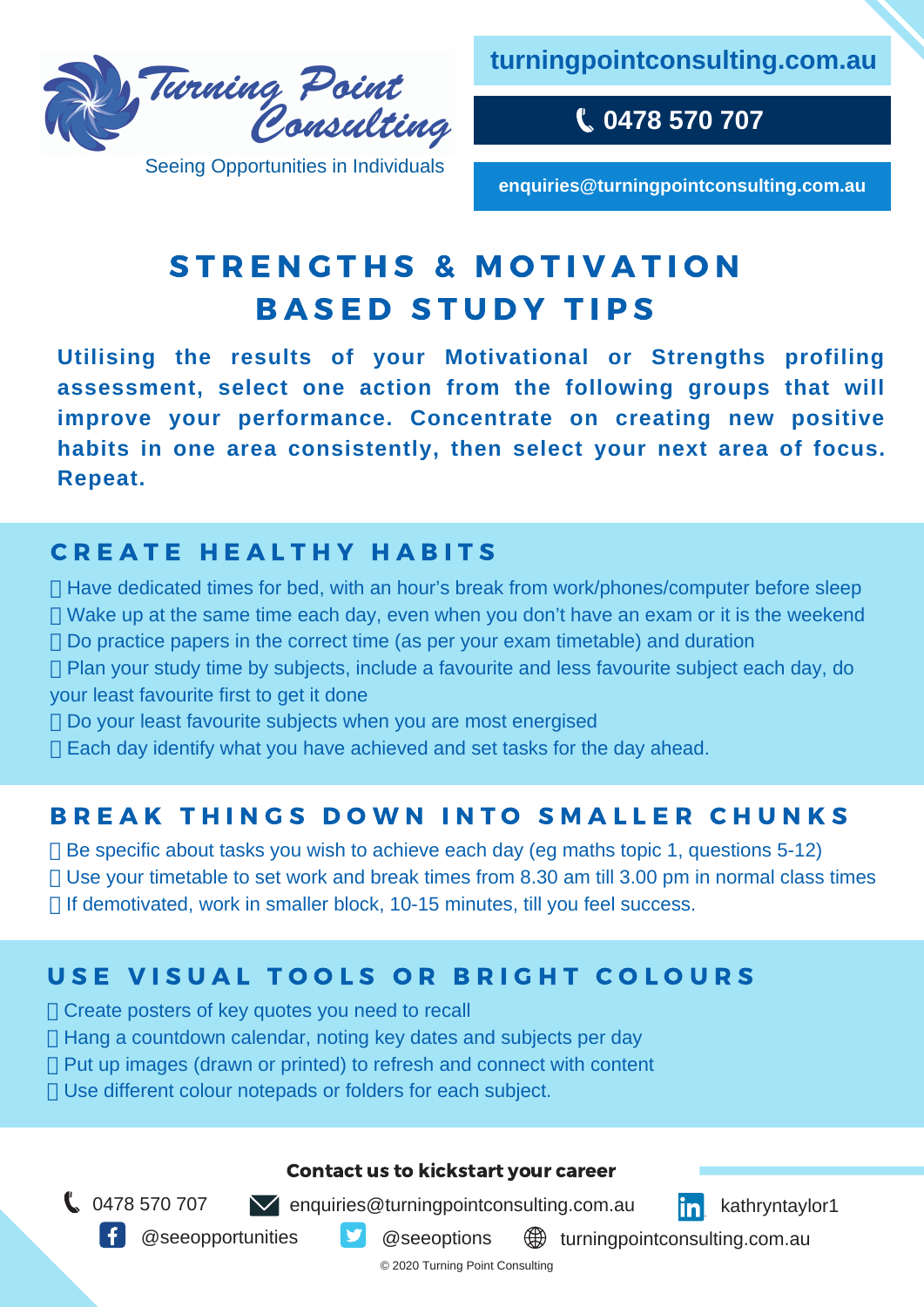Turning Point Consulting

Seeing Opportunities in Individuals

**turningpointconsulting.com.au**

**0478 570 707**

**enquiries@turningpointconsulting.com.au**

# STRENGTHS & MOTIVATION BASED STUDY TIPS

**Utilising the results of your Motivational or Strengths profiling assessment, select one action from the following groups that will improve your performance. Concentrate on creating new positive habits in one area consistently, then select your next area of focus. Repeat.**

## CREATE HEALTHY HABITS

-  Have dedicated times for bed, with an hour's break from work/phones/computer before sleep
-  Wake up at the same time each day, even when you don't have an exam or it is the weekend
-  Do practice papers in the correct time (as per your exam timetable) and duration
-  Plan your study time by subjects, include a favourite and less favourite subject each day, do your least favourite first to get it done
-  Do your least favourite subjects when you are most energised
-  Each day identify what you have achieved and set tasks for the day ahead.

## BREAK THINGS DOWN INTO SMALLER CHUNKS

-  Be specific about tasks you wish to achieve each day (eg maths topic 1, questions 5-12)
-  Use your timetable to set work and break times from 8.30 am till 3.00 pm in normal class times
-  If demotivated, work in smaller block, 10-15 minutes, till you feel success.

## USE VISUAL TOOLS OR BRIGHT COLOURS

-  Create posters of key quotes you need to recall
-  Hang a countdown calendar, noting key dates and subjects per day
-  Put up images (drawn or printed) to refresh and connect with content
-  Use different colour notepads or folders for each subject.

**Contact us to kickstart your career**

0478 570 707 | enquiries@turningpointconsulting.com.au | kathryntaylor1

@seeopportunities | @seeoptions | turningpointconsulting.com.au

© 2020 Turning Point Consulting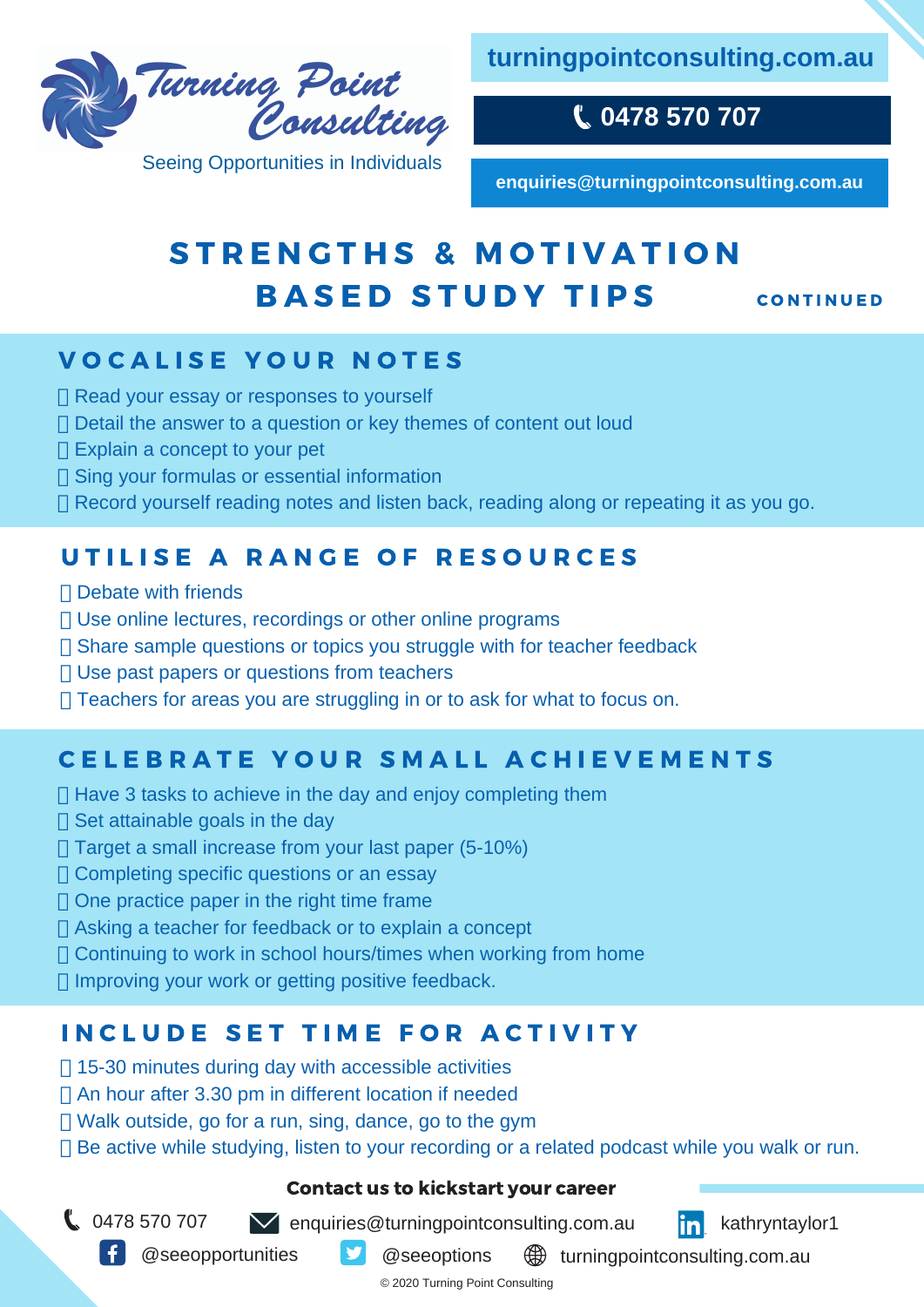Turning Point Consulting

Seeing Opportunities in Individuals

turningpointconsulting.com.au

0478 570 707

enquiries@turningpointconsulting.com.au

# STRENGTHS & MOTIVATION BASED STUDY TIPS

CONTINUED

## VOCALISE YOUR NOTES

- Read your essay or responses to yourself
- Detail the answer to a question or key themes of content out loud
- Explain a concept to your pet
- Sing your formulas or essential information
- Record yourself reading notes and listen back, reading along or repeating it as you go.

## UTILISE A RANGE OF RESOURCES

- Debate with friends
- Use online lectures, recordings or other online programs
- Share sample questions or topics you struggle with for teacher feedback
- Use past papers or questions from teachers
- Teachers for areas you are struggling in or to ask for what to focus on.

## CELEBRATE YOUR SMALL ACHIEVEMENTS

- Have 3 tasks to achieve in the day and enjoy completing them
- Set attainable goals in the day
- Target a small increase from your last paper (5-10%)
- Completing specific questions or an essay
- One practice paper in the right time frame
- Asking a teacher for feedback or to explain a concept
- Continuing to work in school hours/times when working from home
- Improving your work or getting positive feedback.

## INCLUDE SET TIME FOR ACTIVITY

- 15-30 minutes during day with accessible activities
- An hour after 3.30 pm in different location if needed
- Walk outside, go for a run, sing, dance, go to the gym
- Be active while studying, listen to your recording or a related podcast while you walk or run.

**Contact us to kickstart your career**

0478 570 707 | enquiries@turningpointconsulting.com.au | kathryntaylor1

@seeopportunities | @seeoptions | turningpointconsulting.com.au

© 2020 Turning Point Consulting